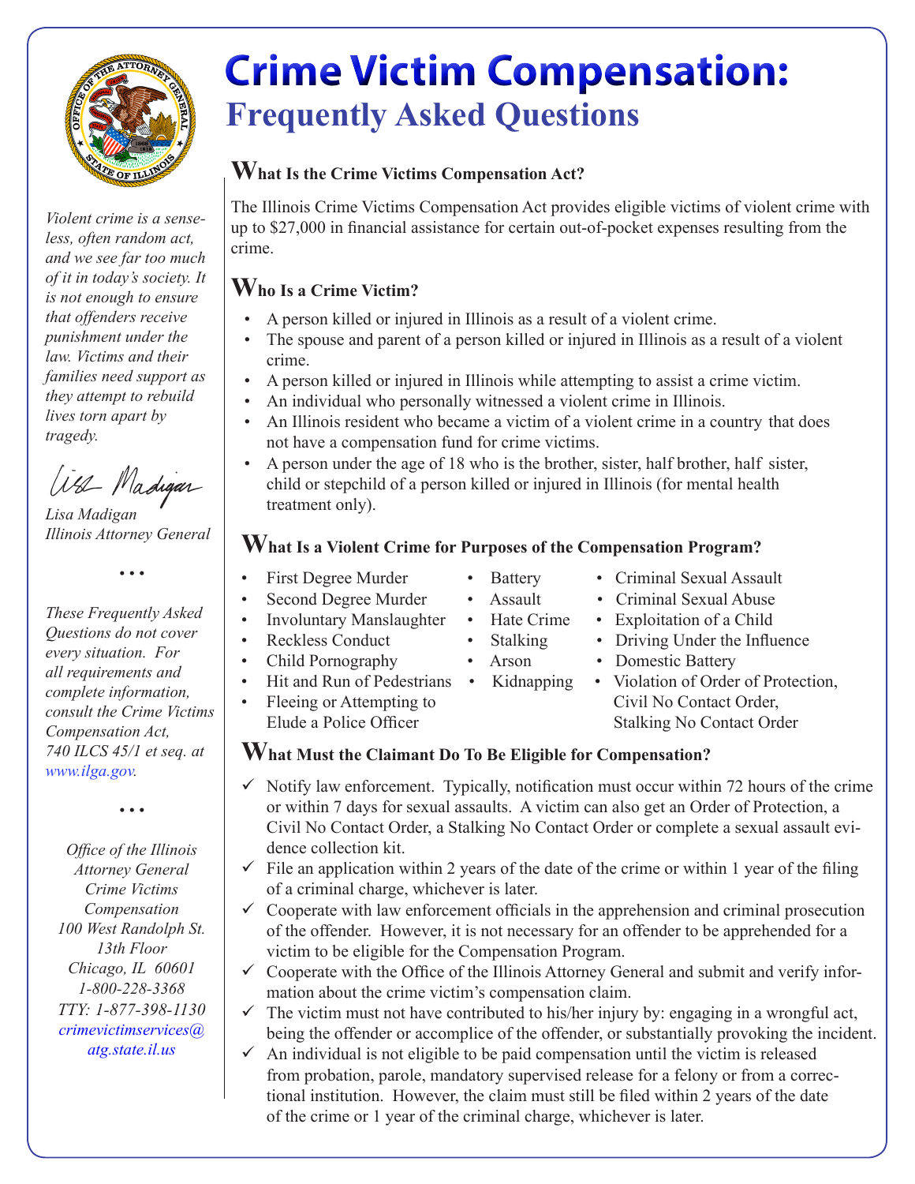# Crime Victim Compensation:

## Frequently Asked Questions

*Violent crime is a senseless, often random act, and we see far too much of it in today's society. It is not enough to ensure that offenders receive punishment under the law. Victims and their families need support as they attempt to rebuild lives torn apart by tragedy.*

*Lisa Madigan*
*Illinois Attorney General*

• • •

*These Frequently Asked Questions do not cover every situation. For all requirements and complete information, consult the Crime Victims Compensation Act, 740 ILCS 45/1 et seq. at www.ilga.gov.*

• • •

*Office of the Illinois Attorney General*
*Crime Victims Compensation*
*100 West Randolph St.*
*13th Floor*
*Chicago, IL 60601*
*1-800-228-3368*
*TTY: 1-877-398-1130*
*crimevictimservices@atg.state.il.us*

### What Is the Crime Victims Compensation Act?

The Illinois Crime Victims Compensation Act provides eligible victims of violent crime with up to $27,000 in financial assistance for certain out-of-pocket expenses resulting from the crime.

### Who Is a Crime Victim?

- A person killed or injured in Illinois as a result of a violent crime.
- The spouse and parent of a person killed or injured in Illinois as a result of a violent crime.
- A person killed or injured in Illinois while attempting to assist a crime victim.
- An individual who personally witnessed a violent crime in Illinois.
- An Illinois resident who became a victim of a violent crime in a country that does not have a compensation fund for crime victims.
- A person under the age of 18 who is the brother, sister, half brother, half sister, child or stepchild of a person killed or injured in Illinois (for mental health treatment only).

### What Is a Violent Crime for Purposes of the Compensation Program?

- First Degree Murder
- Second Degree Murder
- Involuntary Manslaughter
- Reckless Conduct
- Child Pornography
- Hit and Run of Pedestrians
- Fleeing or Attempting to Elude a Police Officer
- Battery
- Assault
- Hate Crime
- Stalking
- Arson
- Kidnapping
- Criminal Sexual Assault
- Criminal Sexual Abuse
- Exploitation of a Child
- Driving Under the Influence
- Domestic Battery
- Violation of Order of Protection, Civil No Contact Order, Stalking No Contact Order

### What Must the Claimant Do To Be Eligible for Compensation?

- ✓ Notify law enforcement. Typically, notification must occur within 72 hours of the crime or within 7 days for sexual assaults. A victim can also get an Order of Protection, a Civil No Contact Order, a Stalking No Contact Order or complete a sexual assault evidence collection kit.
- ✓ File an application within 2 years of the date of the crime or within 1 year of the filing of a criminal charge, whichever is later.
- ✓ Cooperate with law enforcement officials in the apprehension and criminal prosecution of the offender. However, it is not necessary for an offender to be apprehended for a victim to be eligible for the Compensation Program.
- ✓ Cooperate with the Office of the Illinois Attorney General and submit and verify information about the crime victim's compensation claim.
- ✓ The victim must not have contributed to his/her injury by: engaging in a wrongful act, being the offender or accomplice of the offender, or substantially provoking the incident.
- ✓ An individual is not eligible to be paid compensation until the victim is released from probation, parole, mandatory supervised release for a felony or from a correctional institution. However, the claim must still be filed within 2 years of the date of the crime or 1 year of the criminal charge, whichever is later.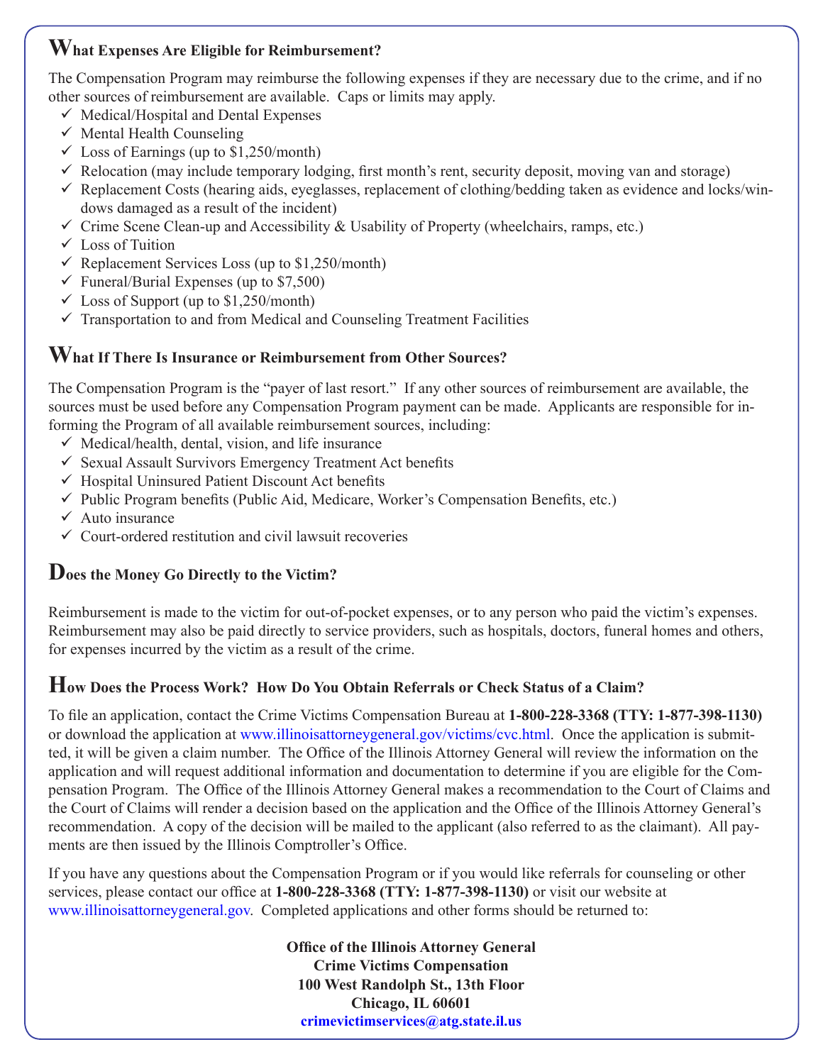## What Expenses Are Eligible for Reimbursement?

The Compensation Program may reimburse the following expenses if they are necessary due to the crime, and if no other sources of reimbursement are available. Caps or limits may apply.

- ✓ Medical/Hospital and Dental Expenses
- ✓ Mental Health Counseling
- ✓ Loss of Earnings (up to $1,250/month)
- ✓ Relocation (may include temporary lodging, first month's rent, security deposit, moving van and storage)
- ✓ Replacement Costs (hearing aids, eyeglasses, replacement of clothing/bedding taken as evidence and locks/windows damaged as a result of the incident)
- ✓ Crime Scene Clean-up and Accessibility & Usability of Property (wheelchairs, ramps, etc.)
- ✓ Loss of Tuition
- ✓ Replacement Services Loss (up to $1,250/month)
- ✓ Funeral/Burial Expenses (up to $7,500)
- ✓ Loss of Support (up to $1,250/month)
- ✓ Transportation to and from Medical and Counseling Treatment Facilities

## What If There Is Insurance or Reimbursement from Other Sources?

The Compensation Program is the "payer of last resort." If any other sources of reimbursement are available, the sources must be used before any Compensation Program payment can be made. Applicants are responsible for informing the Program of all available reimbursement sources, including:

- ✓ Medical/health, dental, vision, and life insurance
- ✓ Sexual Assault Survivors Emergency Treatment Act benefits
- ✓ Hospital Uninsured Patient Discount Act benefits
- ✓ Public Program benefits (Public Aid, Medicare, Worker's Compensation Benefits, etc.)
- ✓ Auto insurance
- ✓ Court-ordered restitution and civil lawsuit recoveries

## Does the Money Go Directly to the Victim?

Reimbursement is made to the victim for out-of-pocket expenses, or to any person who paid the victim's expenses. Reimbursement may also be paid directly to service providers, such as hospitals, doctors, funeral homes and others, for expenses incurred by the victim as a result of the crime.

## How Does the Process Work? How Do You Obtain Referrals or Check Status of a Claim?

To file an application, contact the Crime Victims Compensation Bureau at **1-800-228-3368 (TTY: 1-877-398-1130)** or download the application at www.illinoisattorneygeneral.gov/victims/cvc.html. Once the application is submitted, it will be given a claim number. The Office of the Illinois Attorney General will review the information on the application and will request additional information and documentation to determine if you are eligible for the Compensation Program. The Office of the Illinois Attorney General makes a recommendation to the Court of Claims and the Court of Claims will render a decision based on the application and the Office of the Illinois Attorney General's recommendation. A copy of the decision will be mailed to the applicant (also referred to as the claimant). All payments are then issued by the Illinois Comptroller's Office.

If you have any questions about the Compensation Program or if you would like referrals for counseling or other services, please contact our office at **1-800-228-3368 (TTY: 1-877-398-1130)** or visit our website at www.illinoisattorneygeneral.gov. Completed applications and other forms should be returned to:

**Office of the Illinois Attorney General**
**Crime Victims Compensation**
**100 West Randolph St., 13th Floor**
**Chicago, IL 60601**
**crimevictimservices@atg.state.il.us**